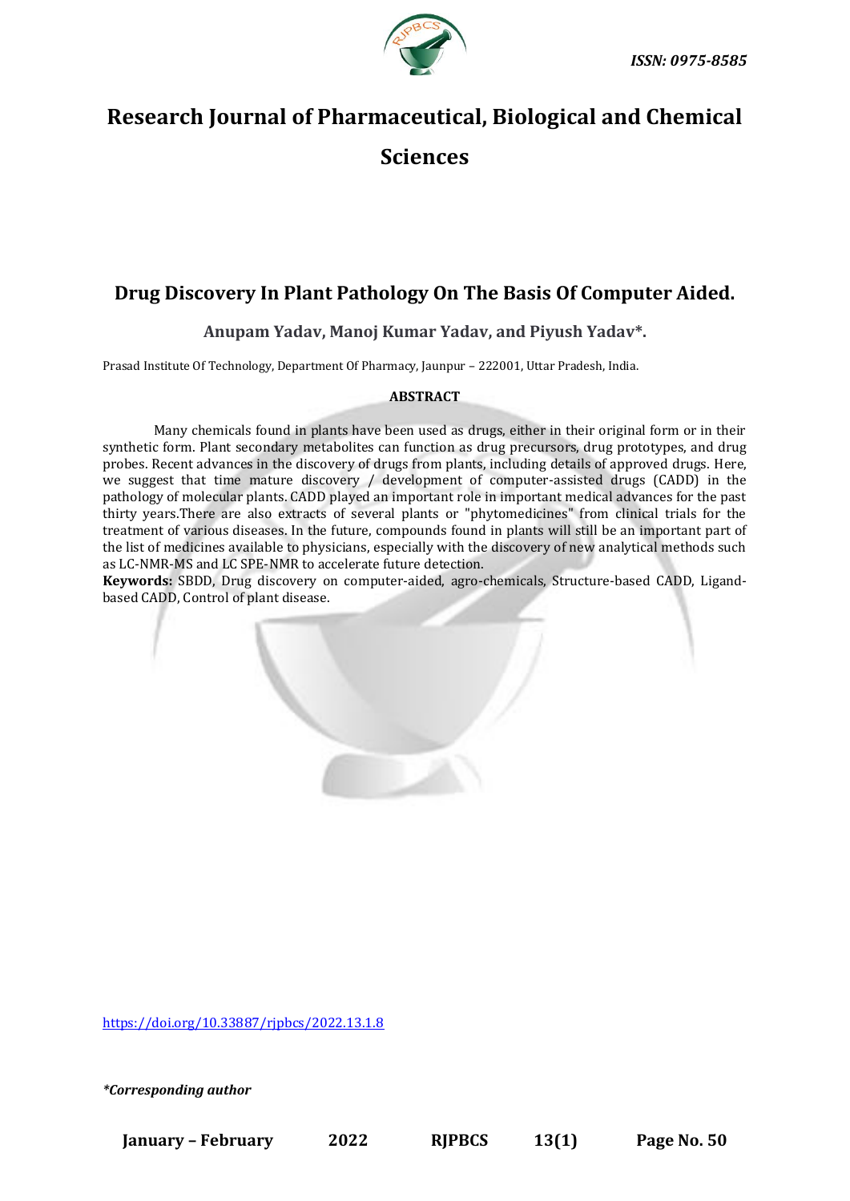# Research Journal of Pharmaceutical, Biological and Chemical Sciences

## Drug Discovery In Plant Pathology On The Basis Of Computer Aided.

**Anupam Yadav, Manoj Kumar Yadav, and Piyush Yadav*.**

Prasad Institute Of Technology, Department Of Pharmacy, Jaunpur – 222001, Uttar Pradesh, India.

**ABSTRACT**

Many chemicals found in plants have been used as drugs, either in their original form or in their synthetic form. Plant secondary metabolites can function as drug precursors, drug prototypes, and drug probes. Recent advances in the discovery of drugs from plants, including details of approved drugs. Here, we suggest that time mature discovery / development of computer-assisted drugs (CADD) in the pathology of molecular plants. CADD played an important role in important medical advances for the past thirty years.There are also extracts of several plants or "phytomedicines" from clinical trials for the treatment of various diseases. In the future, compounds found in plants will still be an important part of the list of medicines available to physicians, especially with the discovery of new analytical methods such as LC-NMR-MS and LC SPE-NMR to accelerate future detection.

**Keywords:** SBDD, Drug discovery on computer-aided, agro-chemicals, Structure-based CADD, Ligand-based CADD, Control of plant disease.

https://doi.org/10.33887/rjpbcs/2022.13.1.8

*\*Corresponding author*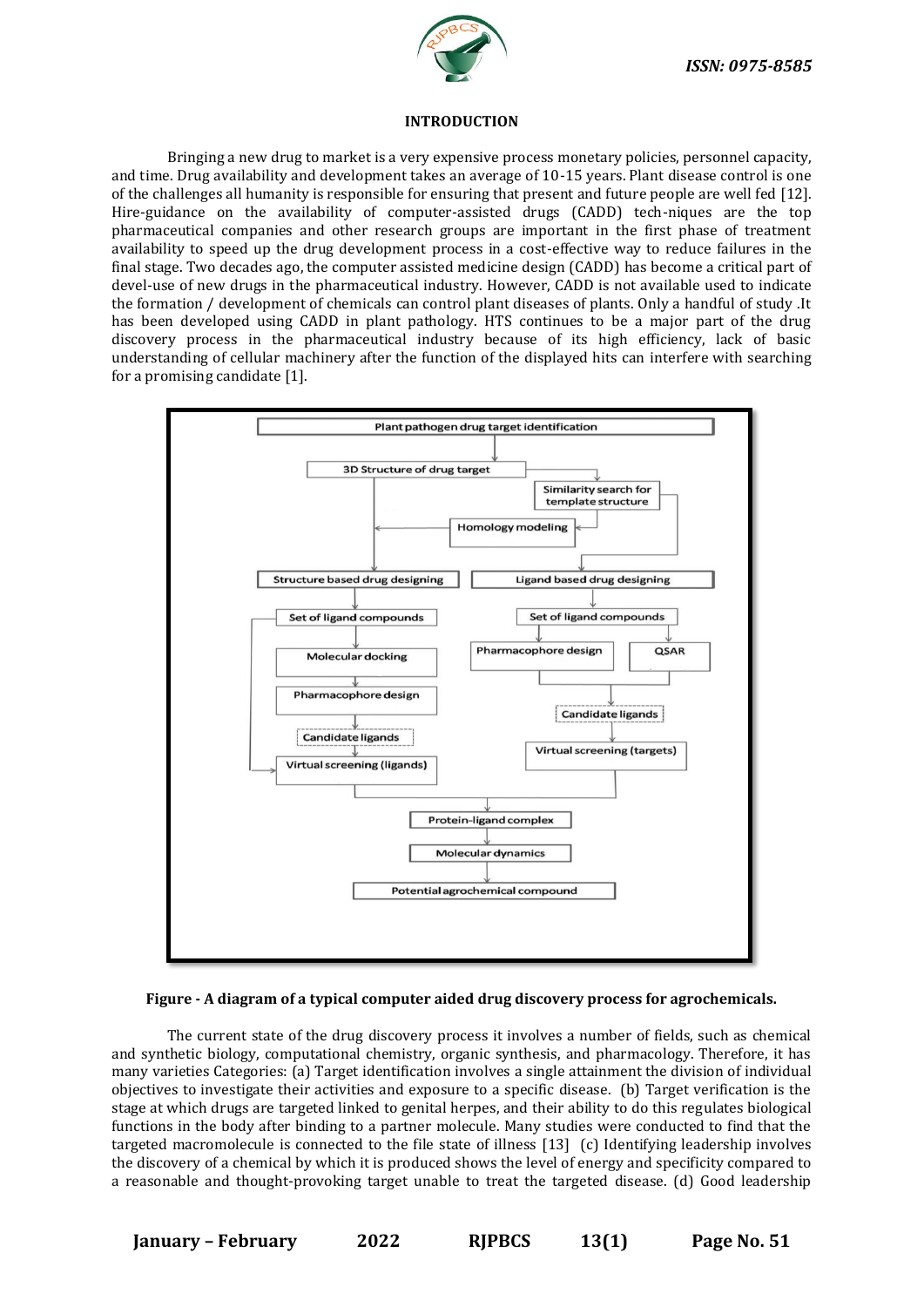## INTRODUCTION

Bringing a new drug to market is a very expensive process monetary policies, personnel capacity, and time. Drug availability and development takes an average of 10-15 years. Plant disease control is one of the challenges all humanity is responsible for ensuring that present and future people are well fed [12]. Hire-guidance on the availability of computer-assisted drugs (CADD) tech-niques are the top pharmaceutical companies and other research groups are important in the first phase of treatment availability to speed up the drug development process in a cost-effective way to reduce failures in the final stage. Two decades ago, the computer assisted medicine design (CADD) has become a critical part of devel-use of new drugs in the pharmaceutical industry. However, CADD is not available used to indicate the formation / development of chemicals can control plant diseases of plants. Only a handful of study .It has been developed using CADD in plant pathology. HTS continues to be a major part of the drug discovery process in the pharmaceutical industry because of its high efficiency, lack of basic understanding of cellular machinery after the function of the displayed hits can interfere with searching for a promising candidate [1].

Plant pathogen drug target identification

3D Structure of drug target

Similarity search for template structure

Homology modeling

Structure based drug designing

Ligand based drug designing

Set of ligand compounds

Molecular docking

Pharmacophore design

Candidate ligands

Virtual screening (ligands)

Set of ligand compounds

Pharmacophore design

QSAR

Candidate ligands

Virtual screening (targets)

Protein-ligand complex

Molecular dynamics

Potential agrochemical compound

**Figure - A diagram of a typical computer aided drug discovery process for agrochemicals.**

The current state of the drug discovery process it involves a number of fields, such as chemical and synthetic biology, computational chemistry, organic synthesis, and pharmacology. Therefore, it has many varieties Categories: (a) Target identification involves a single attainment the division of individual objectives to investigate their activities and exposure to a specific disease. (b) Target verification is the stage at which drugs are targeted linked to genital herpes, and their ability to do this regulates biological functions in the body after binding to a partner molecule. Many studies were conducted to find that the targeted macromolecule is connected to the file state of illness [13] (c) Identifying leadership involves the discovery of a chemical by which it is produced shows the level of energy and specificity compared to a reasonable and thought-provoking target unable to treat the targeted disease. (d) Good leadership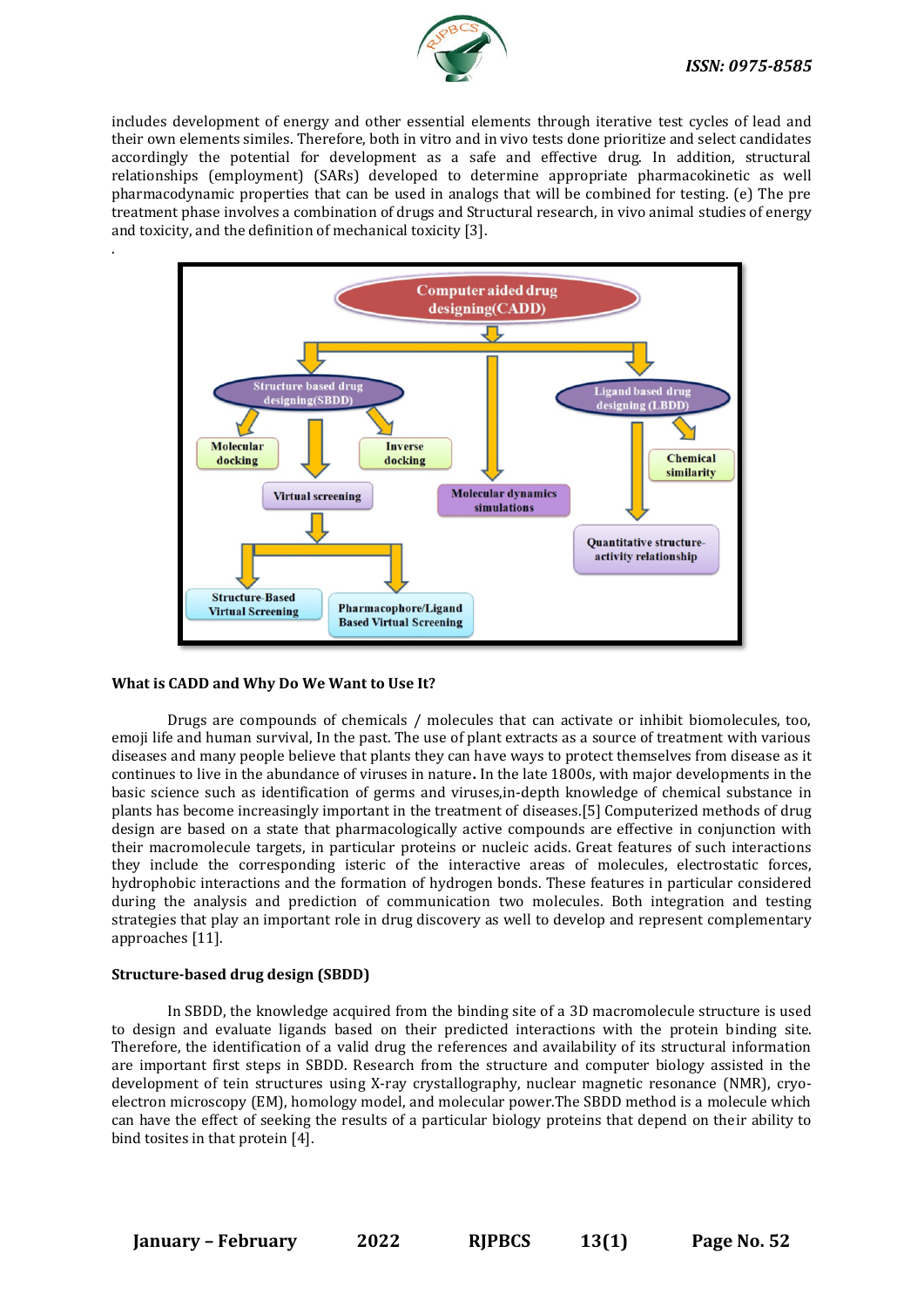includes development of energy and other essential elements through iterative test cycles of lead and their own elements similes. Therefore, both in vitro and in vivo tests done prioritize and select candidates accordingly the potential for development as a safe and effective drug. In addition, structural relationships (employment) (SARs) developed to determine appropriate pharmacokinetic as well pharmacodynamic properties that can be used in analogs that will be combined for testing. (e) The pre treatment phase involves a combination of drugs and Structural research, in vivo animal studies of energy and toxicity, and the definition of mechanical toxicity [3].

.

Computer aided drug designing(CADD)

Structure based drug designing(SBDD)

Ligand based drug designing (LBDD)

Molecular docking

Inverse docking

Virtual screening

Molecular dynamics simulations

Chemical similarity

Quantitative structure-activity relationship

Structure-Based Virtual Screening

Pharmacophore/Ligand Based Virtual Screening

### What is CADD and Why Do We Want to Use It?

Drugs are compounds of chemicals / molecules that can activate or inhibit biomolecules, too, emoji life and human survival, In the past. The use of plant extracts as a source of treatment with various diseases and many people believe that plants they can have ways to protect themselves from disease as it continues to live in the abundance of viruses in nature**.** In the late 1800s, with major developments in the basic science such as identification of germs and viruses,in-depth knowledge of chemical substance in plants has become increasingly important in the treatment of diseases.[5] Computerized methods of drug design are based on a state that pharmacologically active compounds are effective in conjunction with their macromolecule targets, in particular proteins or nucleic acids. Great features of such interactions they include the corresponding isteric of the interactive areas of molecules, electrostatic forces, hydrophobic interactions and the formation of hydrogen bonds. These features in particular considered during the analysis and prediction of communication two molecules. Both integration and testing strategies that play an important role in drug discovery as well to develop and represent complementary approaches [11].

### Structure-based drug design (SBDD)

In SBDD, the knowledge acquired from the binding site of a 3D macromolecule structure is used to design and evaluate ligands based on their predicted interactions with the protein binding site. Therefore, the identification of a valid drug the references and availability of its structural information are important first steps in SBDD. Research from the structure and computer biology assisted in the development of tein structures using X-ray crystallography, nuclear magnetic resonance (NMR), cryo-electron microscopy (EM), homology model, and molecular power.The SBDD method is a molecule which can have the effect of seeking the results of a particular biology proteins that depend on their ability to bind tosites in that protein [4].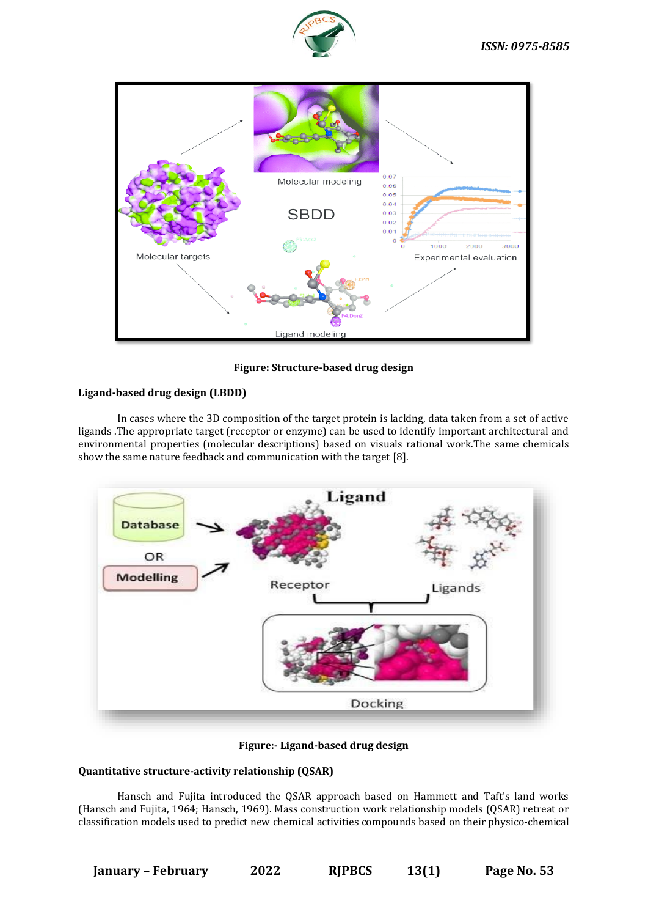**Figure: Structure-based drug design**

**Ligand-based drug design (LBDD)**

In cases where the 3D composition of the target protein is lacking, data taken from a set of active ligands .The appropriate target (receptor or enzyme) can be used to identify important architectural and environmental properties (molecular descriptions) based on visuals rational work.The same chemicals show the same nature feedback and communication with the target [8].

**Figure:- Ligand-based drug design**

**Quantitative structure-activity relationship (QSAR)**

Hansch and Fujita introduced the QSAR approach based on Hammett and Taft's land works (Hansch and Fujita, 1964; Hansch, 1969). Mass construction work relationship models (QSAR) retreat or classification models used to predict new chemical activities compounds based on their physico-chemical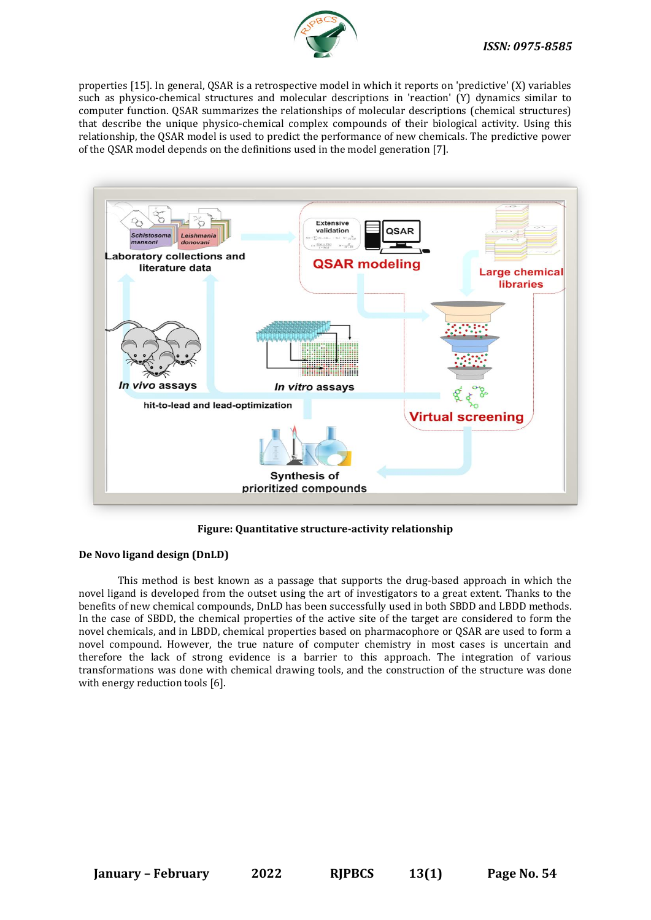properties [15]. In general, QSAR is a retrospective model in which it reports on 'predictive' (X) variables such as physico-chemical structures and molecular descriptions in 'reaction' (Y) dynamics similar to computer function. QSAR summarizes the relationships of molecular descriptions (chemical structures) that describe the unique physico-chemical complex compounds of their biological activity. Using this relationship, the QSAR model is used to predict the performance of new chemicals. The predictive power of the QSAR model depends on the definitions used in the model generation [7].

**Figure: Quantitative structure-activity relationship**

**De Novo ligand design (DnLD)**

This method is best known as a passage that supports the drug-based approach in which the novel ligand is developed from the outset using the art of investigators to a great extent. Thanks to the benefits of new chemical compounds, DnLD has been successfully used in both SBDD and LBDD methods. In the case of SBDD, the chemical properties of the active site of the target are considered to form the novel chemicals, and in LBDD, chemical properties based on pharmacophore or QSAR are used to form a novel compound. However, the true nature of computer chemistry in most cases is uncertain and therefore the lack of strong evidence is a barrier to this approach. The integration of various transformations was done with chemical drawing tools, and the construction of the structure was done with energy reduction tools [6].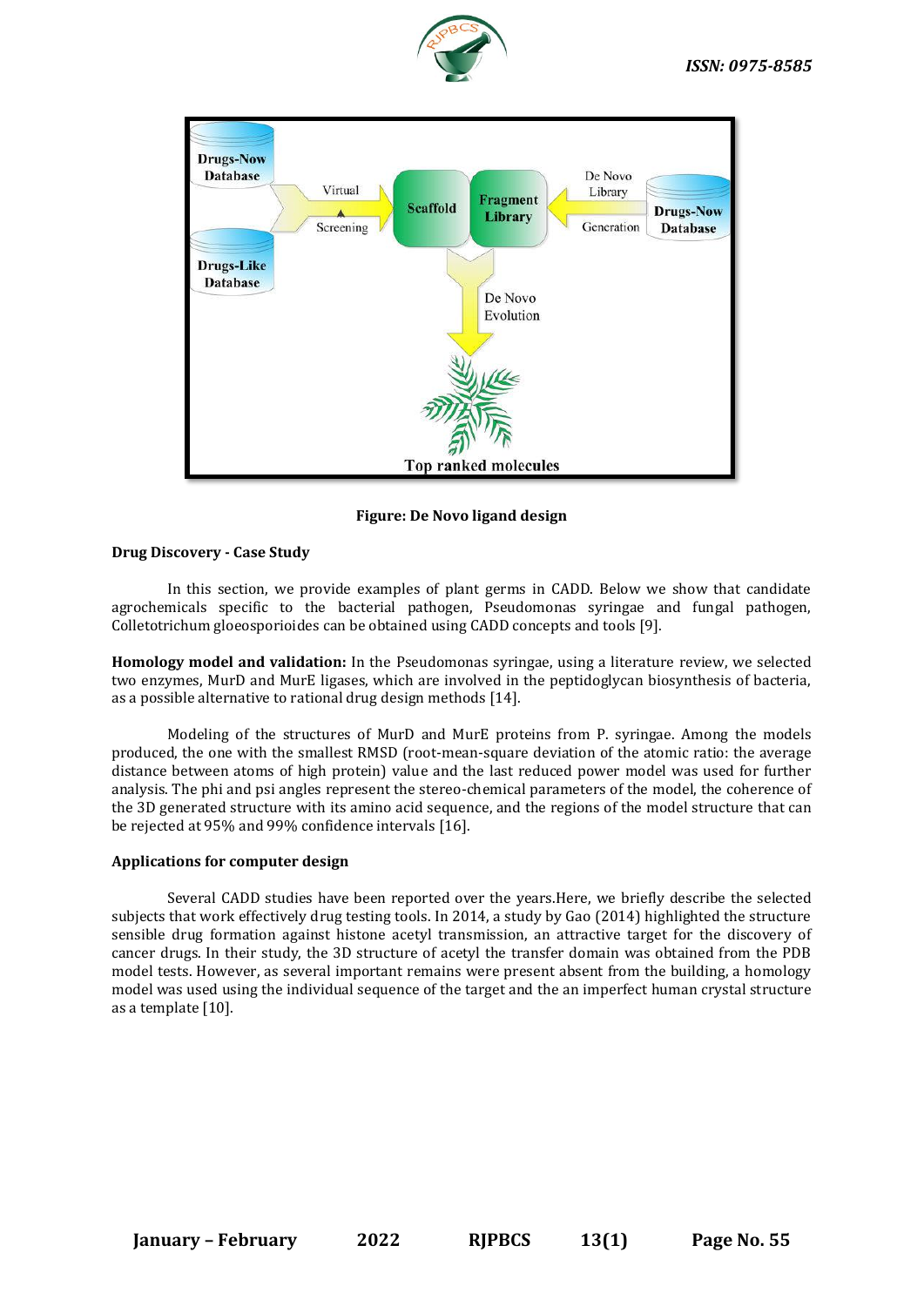**Figure: De Novo ligand design**

**Drug Discovery - Case Study**

In this section, we provide examples of plant germs in CADD. Below we show that candidate agrochemicals specific to the bacterial pathogen, Pseudomonas syringae and fungal pathogen, Colletotrichum gloeosporioides can be obtained using CADD concepts and tools [9].

**Homology model and validation:** In the Pseudomonas syringae, using a literature review, we selected two enzymes, MurD and MurE ligases, which are involved in the peptidoglycan biosynthesis of bacteria, as a possible alternative to rational drug design methods [14].

Modeling of the structures of MurD and MurE proteins from P. syringae. Among the models produced, the one with the smallest RMSD (root-mean-square deviation of the atomic ratio: the average distance between atoms of high protein) value and the last reduced power model was used for further analysis. The phi and psi angles represent the stereo-chemical parameters of the model, the coherence of the 3D generated structure with its amino acid sequence, and the regions of the model structure that can be rejected at 95% and 99% confidence intervals [16].

**Applications for computer design**

Several CADD studies have been reported over the years.Here, we briefly describe the selected subjects that work effectively drug testing tools. In 2014, a study by Gao (2014) highlighted the structure sensible drug formation against histone acetyl transmission, an attractive target for the discovery of cancer drugs. In their study, the 3D structure of acetyl the transfer domain was obtained from the PDB model tests. However, as several important remains were present absent from the building, a homology model was used using the individual sequence of the target and the an imperfect human crystal structure as a template [10].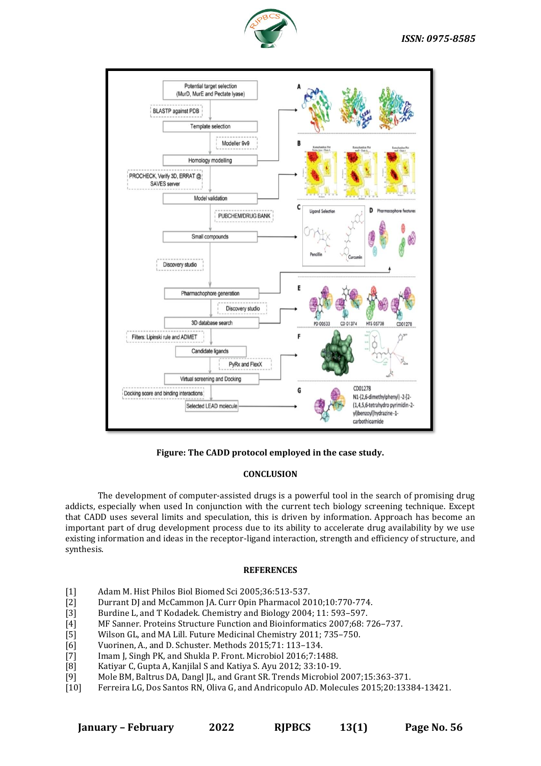**Figure: The CADD protocol employed in the case study.**

## CONCLUSION

The development of computer-assisted drugs is a powerful tool in the search of promising drug addicts, especially when used In conjunction with the current tech biology screening technique. Except that CADD uses several limits and speculation, this is driven by information. Approach has become an important part of drug development process due to its ability to accelerate drug availability by we use existing information and ideas in the receptor-ligand interaction, strength and efficiency of structure, and synthesis.

## REFERENCES

[1] Adam M. Hist Philos Biol Biomed Sci 2005;36:513-537.
[2] Durrant DJ and McCammon JA. Curr Opin Pharmacol 2010;10:770-774.
[3] Burdine L, and T Kodadek. Chemistry and Biology 2004; 11: 593–597.
[4] MF Sanner. Proteins Structure Function and Bioinformatics 2007;68: 726–737.
[5] Wilson GL, and MA Lill. Future Medicinal Chemistry 2011; 735–750.
[6] Vuorinen, A., and D. Schuster. Methods 2015;71: 113–134.
[7] Imam J, Singh PK, and Shukla P. Front. Microbiol 2016;7:1488.
[8] Katiyar C, Gupta A, Kanjilal S and Katiya S. Ayu 2012; 33:10-19.
[9] Mole BM, Baltrus DA, Dangl JL, and Grant SR. Trends Microbiol 2007;15:363-371.
[10] Ferreira LG, Dos Santos RN, Oliva G, and Andricopulo AD. Molecules 2015;20:13384-13421.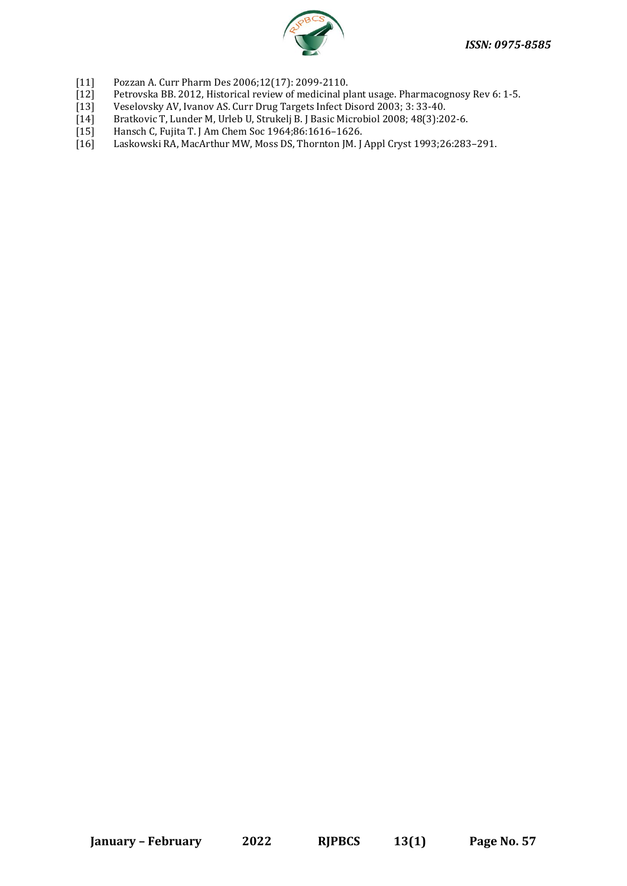[11] Pozzan A. Curr Pharm Des 2006;12(17): 2099-2110.

[12] Petrovska BB. 2012, Historical review of medicinal plant usage. Pharmacognosy Rev 6: 1-5.

[13] Veselovsky AV, Ivanov AS. Curr Drug Targets Infect Disord 2003; 3: 33-40.

[14] Bratkovic T, Lunder M, Urleb U, Strukelj B. J Basic Microbiol 2008; 48(3):202-6.

[15] Hansch C, Fujita T. J Am Chem Soc 1964;86:1616–1626.

[16] Laskowski RA, MacArthur MW, Moss DS, Thornton JM. J Appl Cryst 1993;26:283–291.